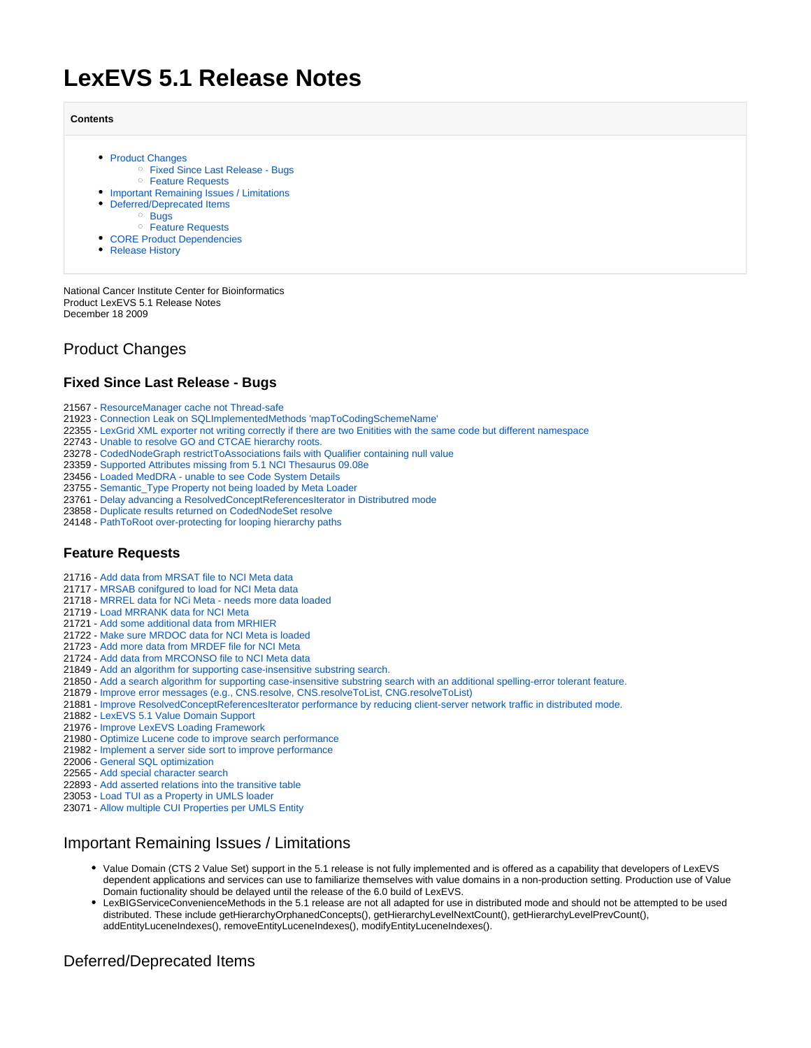# LexEVS 5.1 Release Notes

**Contents**

- Product Changes
  - Fixed Since Last Release - Bugs
  - Feature Requests
- Important Remaining Issues / Limitations
- Deferred/Deprecated Items
  - Bugs
  - Feature Requests
- CORE Product Dependencies
- Release History

National Cancer Institute Center for Bioinformatics
Product LexEVS 5.1 Release Notes
December 18 2009

## Product Changes

### Fixed Since Last Release - Bugs

21567 - ResourceManager cache not Thread-safe
21923 - Connection Leak on SQLImplementedMethods 'mapToCodingSchemeName'
22355 - LexGrid XML exporter not writing correctly if there are two Enitities with the same code but different namespace
22743 - Unable to resolve GO and CTCAE hierarchy roots.
23278 - CodedNodeGraph restrictToAssociations fails with Qualifier containing null value
23359 - Supported Attributes missing from 5.1 NCI Thesaurus 09.08e
23456 - Loaded MedDRA - unable to see Code System Details
23755 - Semantic_Type Property not being loaded by Meta Loader
23761 - Delay advancing a ResolvedConceptReferencesIterator in Distributred mode
23858 - Duplicate results returned on CodedNodeSet resolve
24148 - PathToRoot over-protecting for looping hierarchy paths

### Feature Requests

21716 - Add data from MRSAT file to NCI Meta data
21717 - MRSAB conifgured to load for NCI Meta data
21718 - MRREL data for NCi Meta - needs more data loaded
21719 - Load MRRANK data for NCI Meta
21721 - Add some additional data from MRHIER
21722 - Make sure MRDOC data for NCI Meta is loaded
21723 - Add more data from MRDEF file for NCI Meta
21724 - Add data from MRCONSO file to NCI Meta data
21849 - Add an algorithm for supporting case-insensitive substring search.
21850 - Add a search algorithm for supporting case-insensitive substring search with an additional spelling-error tolerant feature.
21879 - Improve error messages (e.g., CNS.resolve, CNS.resolveToList, CNG.resolveToList)
21881 - Improve ResolvedConceptReferencesIterator performance by reducing client-server network traffic in distributed mode.
21882 - LexEVS 5.1 Value Domain Support
21976 - Improve LexEVS Loading Framework
21980 - Optimize Lucene code to improve search performance
21982 - Implement a server side sort to improve performance
22006 - General SQL optimization
22565 - Add special character search
22893 - Add asserted relations into the transitive table
23053 - Load TUI as a Property in UMLS loader
23071 - Allow multiple CUI Properties per UMLS Entity

## Important Remaining Issues / Limitations

- Value Domain (CTS 2 Value Set) support in the 5.1 release is not fully implemented and is offered as a capability that developers of LexEVS dependent applications and services can use to familiarize themselves with value domains in a non-production setting. Production use of Value Domain fuctionality should be delayed until the release of the 6.0 build of LexEVS.
- LexBIGServiceConvenienceMethods in the 5.1 release are not all adapted for use in distributed mode and should not be attempted to be used distributed. These include getHierarchyOrphanedConcepts(), getHierarchyLevelNextCount(), getHierarchyLevelPrevCount(), addEntityLuceneIndexes(), removeEntityLuceneIndexes(), modifyEntityLuceneIndexes().

## Deferred/Deprecated Items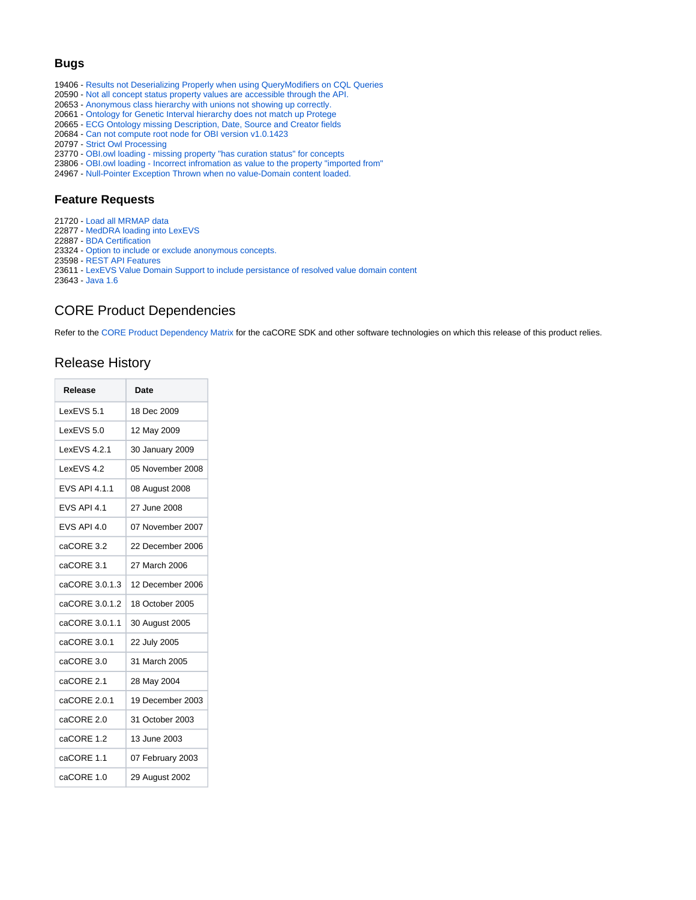### Bugs

19406 - Results not Deserializing Properly when using QueryModifiers on CQL Queries
20590 - Not all concept status property values are accessible through the API.
20653 - Anonymous class hierarchy with unions not showing up correctly.
20661 - Ontology for Genetic Interval hierarchy does not match up Protege
20665 - ECG Ontology missing Description, Date, Source and Creator fields
20684 - Can not compute root node for OBI version v1.0.1423
20797 - Strict Owl Processing
23770 - OBI.owl loading - missing property "has curation status" for concepts
23806 - OBI.owl loading - Incorrect infromation as value to the property "imported from"
24967 - Null-Pointer Exception Thrown when no value-Domain content loaded.

### Feature Requests

21720 - Load all MRMAP data
22877 - MedDRA loading into LexEVS
22887 - BDA Certification
23324 - Option to include or exclude anonymous concepts.
23598 - REST API Features
23611 - LexEVS Value Domain Support to include persistance of resolved value domain content
23643 - Java 1.6

## CORE Product Dependencies

Refer to the CORE Product Dependency Matrix for the caCORE SDK and other software technologies on which this release of this product relies.

## Release History

| Release | Date |
|---|---|
| LexEVS 5.1 | 18 Dec 2009 |
| LexEVS 5.0 | 12 May 2009 |
| LexEVS 4.2.1 | 30 January 2009 |
| LexEVS 4.2 | 05 November 2008 |
| EVS API 4.1.1 | 08 August 2008 |
| EVS API 4.1 | 27 June 2008 |
| EVS API 4.0 | 07 November 2007 |
| caCORE 3.2 | 22 December 2006 |
| caCORE 3.1 | 27 March 2006 |
| caCORE 3.0.1.3 | 12 December 2006 |
| caCORE 3.0.1.2 | 18 October 2005 |
| caCORE 3.0.1.1 | 30 August 2005 |
| caCORE 3.0.1 | 22 July 2005 |
| caCORE 3.0 | 31 March 2005 |
| caCORE 2.1 | 28 May 2004 |
| caCORE 2.0.1 | 19 December 2003 |
| caCORE 2.0 | 31 October 2003 |
| caCORE 1.2 | 13 June 2003 |
| caCORE 1.1 | 07 February 2003 |
| caCORE 1.0 | 29 August 2002 |